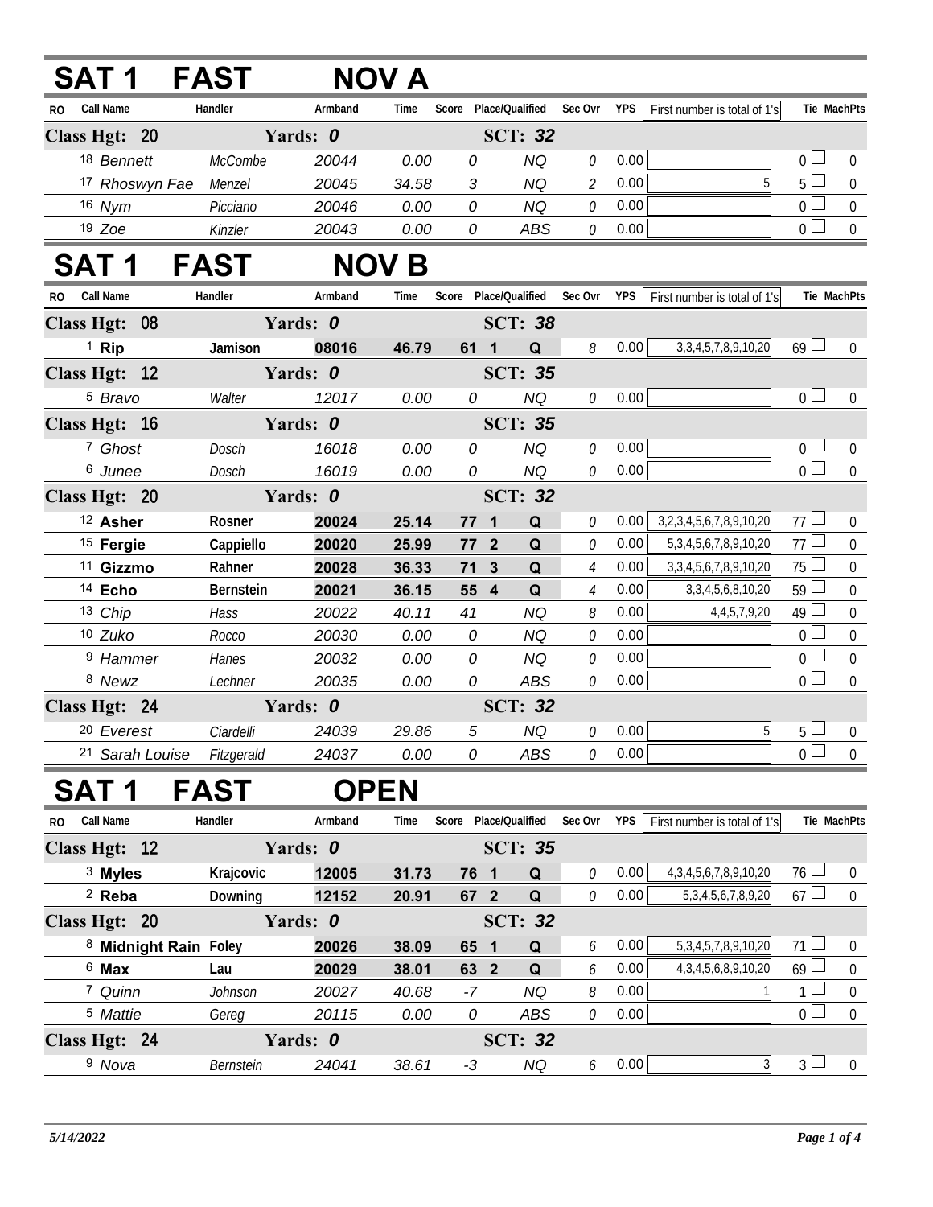## SAT 1 FAST NOV A

| RO | Call Name | Handler | Armband | Time | Score | Place/Qualified | Sec Ovr | YPS | First number is total of 1's | Tie | MachPts |
|---|---|---|---|---|---|---|---|---|---|---|---|
| **Class Hgt: 20** | | **Yards: 0** | | | | **SCT: 32** | | | | | |
| 18 | Bennett | McCombe | 20044 | 0.00 | 0 | NQ | 0 | 0.00 | | 0 | 0 |
| 17 | Rhoswyn Fae | Menzel | 20045 | 34.58 | 3 | NQ | 2 | 0.00 | 5 | 5 | 0 |
| 16 | Nym | Picciano | 20046 | 0.00 | 0 | NQ | 0 | 0.00 | | 0 | 0 |
| 19 | Zoe | Kinzler | 20043 | 0.00 | 0 | ABS | 0 | 0.00 | | 0 | 0 |

## SAT 1 FAST NOV B

| RO | Call Name | Handler | Armband | Time | Score | Place/Qualified | Sec Ovr | YPS | First number is total of 1's | Tie | MachPts |
|---|---|---|---|---|---|---|---|---|---|---|---|
| **Class Hgt: 08** | | **Yards: 0** | | | | **SCT: 38** | | | | | |
| 1 | **Rip** | **Jamison** | **08016** | **46.79** | **61** | **1 Q** | 8 | 0.00 | 3,3,4,5,7,8,9,10,20 | 69 | 0 |
| **Class Hgt: 12** | | **Yards: 0** | | | | **SCT: 35** | | | | | |
| 5 | Bravo | Walter | 12017 | 0.00 | 0 | NQ | 0 | 0.00 | | 0 | 0 |
| **Class Hgt: 16** | | **Yards: 0** | | | | **SCT: 35** | | | | | |
| 7 | Ghost | Dosch | 16018 | 0.00 | 0 | NQ | 0 | 0.00 | | 0 | 0 |
| 6 | Junee | Dosch | 16019 | 0.00 | 0 | NQ | 0 | 0.00 | | 0 | 0 |
| **Class Hgt: 20** | | **Yards: 0** | | | | **SCT: 32** | | | | | |
| 12 | **Asher** | **Rosner** | **20024** | **25.14** | **77** | **1 Q** | 0 | 0.00 | 3,2,3,4,5,6,7,8,9,10,20 | 77 | 0 |
| 15 | **Fergie** | **Cappiello** | **20020** | **25.99** | **77** | **2 Q** | 0 | 0.00 | 5,3,4,5,6,7,8,9,10,20 | 77 | 0 |
| 11 | **Gizzmo** | **Rahner** | **20028** | **36.33** | **71** | **3 Q** | 4 | 0.00 | 3,3,4,5,6,7,8,9,10,20 | 75 | 0 |
| 14 | **Echo** | **Bernstein** | **20021** | **36.15** | **55** | **4 Q** | 4 | 0.00 | 3,3,4,5,6,8,10,20 | 59 | 0 |
| 13 | Chip | Hass | 20022 | 40.11 | 41 | NQ | 8 | 0.00 | 4,4,5,7,9,20 | 49 | 0 |
| 10 | Zuko | Rocco | 20030 | 0.00 | 0 | NQ | 0 | 0.00 | | 0 | 0 |
| 9 | Hammer | Hanes | 20032 | 0.00 | 0 | NQ | 0 | 0.00 | | 0 | 0 |
| 8 | Newz | Lechner | 20035 | 0.00 | 0 | ABS | 0 | 0.00 | | 0 | 0 |
| **Class Hgt: 24** | | **Yards: 0** | | | | **SCT: 32** | | | | | |
| 20 | Everest | Ciardelli | 24039 | 29.86 | 5 | NQ | 0 | 0.00 | 5 | 5 | 0 |
| 21 | Sarah Louise | Fitzgerald | 24037 | 0.00 | 0 | ABS | 0 | 0.00 | | 0 | 0 |

## SAT 1 FAST OPEN

| RO | Call Name | Handler | Armband | Time | Score | Place/Qualified | Sec Ovr | YPS | First number is total of 1's | Tie | MachPts |
|---|---|---|---|---|---|---|---|---|---|---|---|
| **Class Hgt: 12** | | **Yards: 0** | | | | **SCT: 35** | | | | | |
| 3 | **Myles** | **Krajcovic** | **12005** | **31.73** | **76** | **1 Q** | 0 | 0.00 | 4,3,4,5,6,7,8,9,10,20 | 76 | 0 |
| 2 | **Reba** | **Downing** | **12152** | **20.91** | **67** | **2 Q** | 0 | 0.00 | 5,3,4,5,6,7,8,9,20 | 67 | 0 |
| **Class Hgt: 20** | | **Yards: 0** | | | | **SCT: 32** | | | | | |
| 8 | **Midnight Rain** | **Foley** | **20026** | **38.09** | **65** | **1 Q** | 6 | 0.00 | 5,3,4,5,7,8,9,10,20 | 71 | 0 |
| 6 | **Max** | **Lau** | **20029** | **38.01** | **63** | **2 Q** | 6 | 0.00 | 4,3,4,5,6,8,9,10,20 | 69 | 0 |
| 7 | Quinn | Johnson | 20027 | 40.68 | -7 | NQ | 8 | 0.00 | 1 | 1 | 0 |
| 5 | Mattie | Gereg | 20115 | 0.00 | 0 | ABS | 0 | 0.00 | | 0 | 0 |
| **Class Hgt: 24** | | **Yards: 0** | | | | **SCT: 32** | | | | | |
| 9 | Nova | Bernstein | 24041 | 38.61 | -3 | NQ | 6 | 0.00 | 3 | 3 | 0 |

*5/14/2022*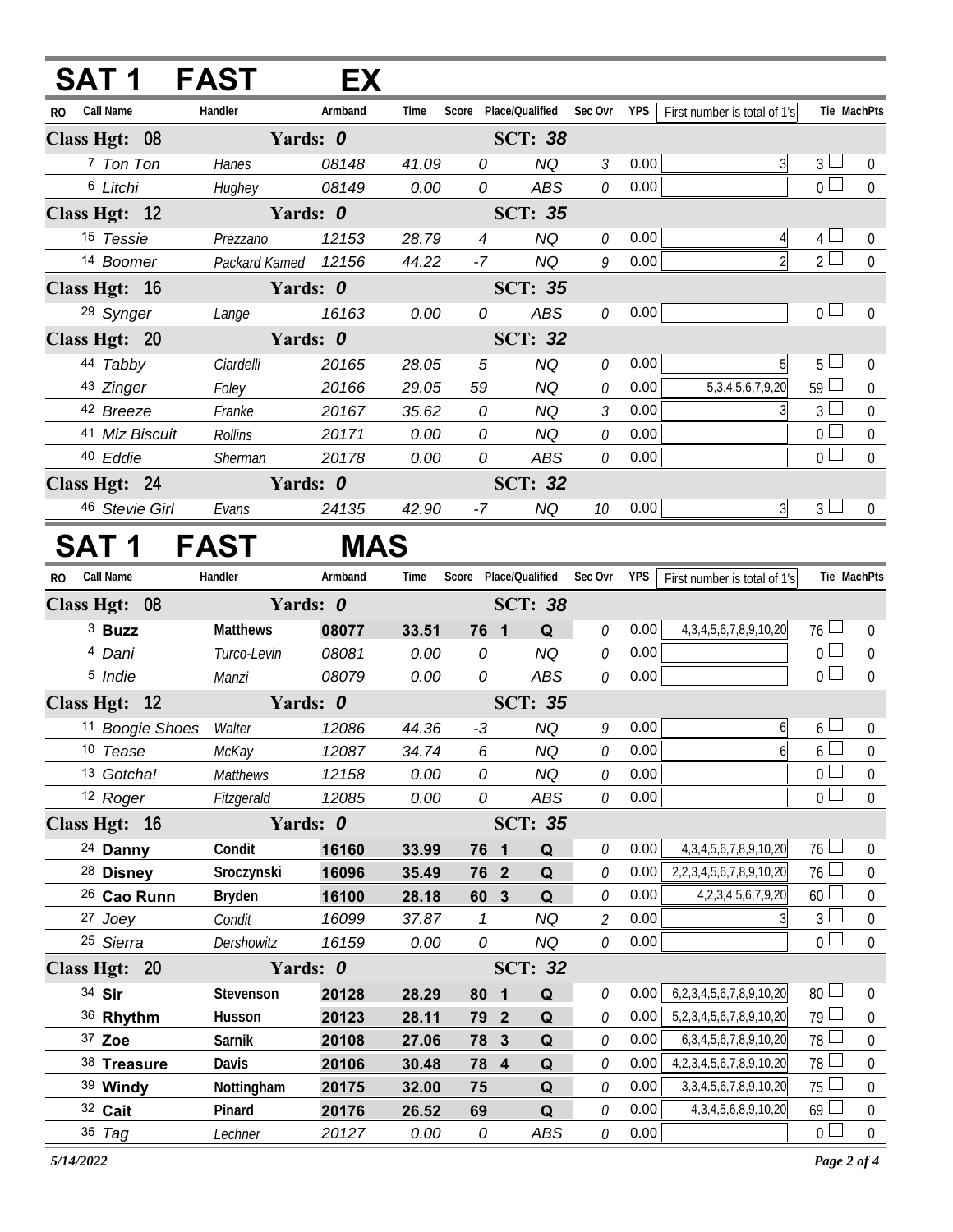## SAT 1 FAST EX

| RO | Call Name | Handler | Armband | Time | Score | Place/Qualified | Sec Ovr | YPS | First number is total of 1's | Tie | MachPts |
|---|---|---|---|---|---|---|---|---|---|---|---|
| **Class Hgt: 08** | | **Yards: 0** | | | | **SCT: 38** | | | | | |
| 7 | Ton Ton | Hanes | 08148 | 41.09 | 0 | NQ | 3 | 0.00 | 3 | 3 | 0 |
| 6 | Litchi | Hughey | 08149 | 0.00 | 0 | ABS | 0 | 0.00 | | 0 | 0 |
| **Class Hgt: 12** | | **Yards: 0** | | | | **SCT: 35** | | | | | |
| 15 | Tessie | Prezzano | 12153 | 28.79 | 4 | NQ | 0 | 0.00 | 4 | 4 | 0 |
| 14 | Boomer | Packard Kamed | 12156 | 44.22 | -7 | NQ | 9 | 0.00 | 2 | 2 | 0 |
| **Class Hgt: 16** | | **Yards: 0** | | | | **SCT: 35** | | | | | |
| 29 | Synger | Lange | 16163 | 0.00 | 0 | ABS | 0 | 0.00 | | 0 | 0 |
| **Class Hgt: 20** | | **Yards: 0** | | | | **SCT: 32** | | | | | |
| 44 | Tabby | Ciardelli | 20165 | 28.05 | 5 | NQ | 0 | 0.00 | 5 | 5 | 0 |
| 43 | Zinger | Foley | 20166 | 29.05 | 59 | NQ | 0 | 0.00 | 5,3,4,5,6,7,9,20 | 59 | 0 |
| 42 | Breeze | Franke | 20167 | 35.62 | 0 | NQ | 3 | 0.00 | 3 | 3 | 0 |
| 41 | Miz Biscuit | Rollins | 20171 | 0.00 | 0 | NQ | 0 | 0.00 | | 0 | 0 |
| 40 | Eddie | Sherman | 20178 | 0.00 | 0 | ABS | 0 | 0.00 | | 0 | 0 |
| **Class Hgt: 24** | | **Yards: 0** | | | | **SCT: 32** | | | | | |
| 46 | Stevie Girl | Evans | 24135 | 42.90 | -7 | NQ | 10 | 0.00 | 3 | 3 | 0 |

## SAT 1 FAST MAS

| RO | Call Name | Handler | Armband | Time | Score | Place/Qualified | Sec Ovr | YPS | First number is total of 1's | Tie | MachPts |
|---|---|---|---|---|---|---|---|---|---|---|---|
| **Class Hgt: 08** | | **Yards: 0** | | | | **SCT: 38** | | | | | |
| 3 | **Buzz** | **Matthews** | **08077** | **33.51** | **76** | **1 Q** | 0 | 0.00 | 4,3,4,5,6,7,8,9,10,20 | 76 | 0 |
| 4 | Dani | Turco-Levin | 08081 | 0.00 | 0 | NQ | 0 | 0.00 | | 0 | 0 |
| 5 | Indie | Manzi | 08079 | 0.00 | 0 | ABS | 0 | 0.00 | | 0 | 0 |
| **Class Hgt: 12** | | **Yards: 0** | | | | **SCT: 35** | | | | | |
| 11 | Boogie Shoes | Walter | 12086 | 44.36 | -3 | NQ | 9 | 0.00 | 6 | 6 | 0 |
| 10 | Tease | McKay | 12087 | 34.74 | 6 | NQ | 0 | 0.00 | 6 | 6 | 0 |
| 13 | Gotcha! | Matthews | 12158 | 0.00 | 0 | NQ | 0 | 0.00 | | 0 | 0 |
| 12 | Roger | Fitzgerald | 12085 | 0.00 | 0 | ABS | 0 | 0.00 | | 0 | 0 |
| **Class Hgt: 16** | | **Yards: 0** | | | | **SCT: 35** | | | | | |
| 24 | **Danny** | **Condit** | **16160** | **33.99** | **76** | **1 Q** | 0 | 0.00 | 4,3,4,5,6,7,8,9,10,20 | 76 | 0 |
| 28 | **Disney** | **Sroczynski** | **16096** | **35.49** | **76** | **2 Q** | 0 | 0.00 | 2,2,3,4,5,6,7,8,9,10,20 | 76 | 0 |
| 26 | **Cao Runn** | **Bryden** | **16100** | **28.18** | **60** | **3 Q** | 0 | 0.00 | 4,2,3,4,5,6,7,9,20 | 60 | 0 |
| 27 | Joey | Condit | 16099 | 37.87 | 1 | NQ | 2 | 0.00 | 3 | 3 | 0 |
| 25 | Sierra | Dershowitz | 16159 | 0.00 | 0 | NQ | 0 | 0.00 | | 0 | 0 |
| **Class Hgt: 20** | | **Yards: 0** | | | | **SCT: 32** | | | | | |
| 34 | **Sir** | **Stevenson** | **20128** | **28.29** | **80** | **1 Q** | 0 | 0.00 | 6,2,3,4,5,6,7,8,9,10,20 | 80 | 0 |
| 36 | **Rhythm** | **Husson** | **20123** | **28.11** | **79** | **2 Q** | 0 | 0.00 | 5,2,3,4,5,6,7,8,9,10,20 | 79 | 0 |
| 37 | **Zoe** | **Sarnik** | **20108** | **27.06** | **78** | **3 Q** | 0 | 0.00 | 6,3,4,5,6,7,8,9,10,20 | 78 | 0 |
| 38 | **Treasure** | **Davis** | **20106** | **30.48** | **78** | **4 Q** | 0 | 0.00 | 4,2,3,4,5,6,7,8,9,10,20 | 78 | 0 |
| 39 | **Windy** | **Nottingham** | **20175** | **32.00** | **75** | **Q** | 0 | 0.00 | 3,3,4,5,6,7,8,9,10,20 | 75 | 0 |
| 32 | **Cait** | **Pinard** | **20176** | **26.52** | **69** | **Q** | 0 | 0.00 | 4,3,4,5,6,8,9,10,20 | 69 | 0 |
| 35 | Tag | Lechner | 20127 | 0.00 | 0 | ABS | 0 | 0.00 | | 0 | 0 |

*5/14/2022*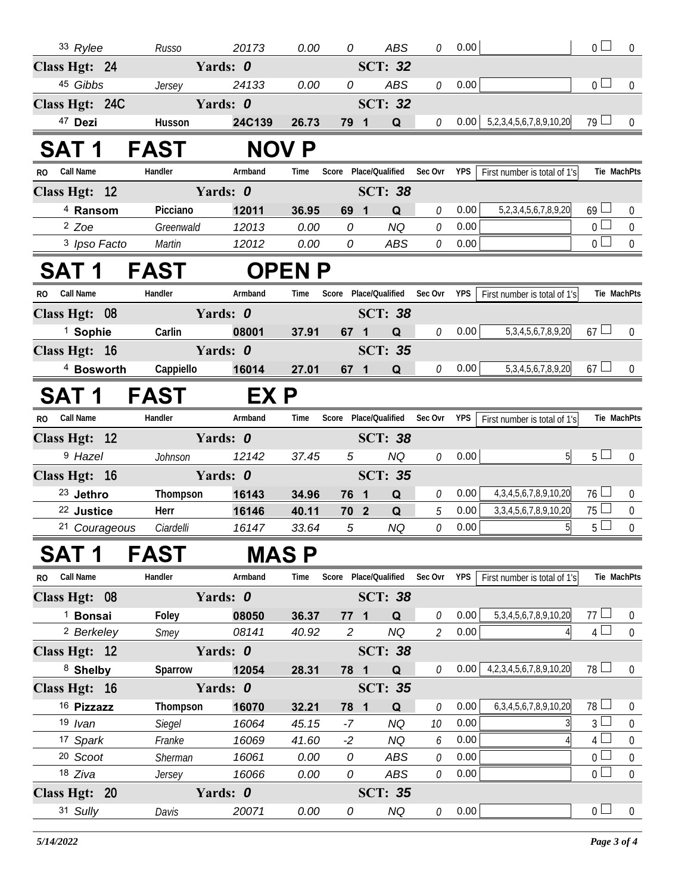| RO | Call Name | Handler | Armband | Time | Score | Place | Qualified | Sec Ovr | YPS | First number is total of 1's | Tie | MachPts |
|---|---|---|---|---|---|---|---|---|---|---|---|---|
| 33 | Rylee | Russo | 20173 | 0.00 | 0 | | ABS | 0 | 0.00 | | 0 | 0 |
| **Class Hgt: 24** | | **Yards: 0** | | | | | **SCT: 32** | | | | | |
| 45 | Gibbs | Jersey | 24133 | 0.00 | 0 | | ABS | 0 | 0.00 | | 0 | 0 |
| **Class Hgt: 24C** | | **Yards: 0** | | | | | **SCT: 32** | | | | | |
| 47 | **Dezi** | **Husson** | **24C139** | **26.73** | **79** | **1** | **Q** | 0 | 0.00 | 5,2,3,4,5,6,7,8,9,10,20 | 79 | 0 |

# SAT 1 FAST NOV P

| RO | Call Name | Handler | Armband | Time | Score | Place | Qualified | Sec Ovr | YPS | First number is total of 1's | Tie | MachPts |
|---|---|---|---|---|---|---|---|---|---|---|---|---|
| **Class Hgt: 12** | | **Yards: 0** | | | | | **SCT: 38** | | | | | |
| 4 | **Ransom** | **Picciano** | **12011** | **36.95** | **69** | **1** | **Q** | 0 | 0.00 | 5,2,3,4,5,6,7,8,9,20 | 69 | 0 |
| 2 | Zoe | Greenwald | 12013 | 0.00 | 0 | | NQ | 0 | 0.00 | | 0 | 0 |
| 3 | Ipso Facto | Martin | 12012 | 0.00 | 0 | | ABS | 0 | 0.00 | | 0 | 0 |

# SAT 1 FAST OPEN P

| RO | Call Name | Handler | Armband | Time | Score | Place | Qualified | Sec Ovr | YPS | First number is total of 1's | Tie | MachPts |
|---|---|---|---|---|---|---|---|---|---|---|---|---|
| **Class Hgt: 08** | | **Yards: 0** | | | | | **SCT: 38** | | | | | |
| 1 | **Sophie** | **Carlin** | **08001** | **37.91** | **67** | **1** | **Q** | 0 | 0.00 | 5,3,4,5,6,7,8,9,20 | 67 | 0 |
| **Class Hgt: 16** | | **Yards: 0** | | | | | **SCT: 35** | | | | | |
| 4 | **Bosworth** | **Cappiello** | **16014** | **27.01** | **67** | **1** | **Q** | 0 | 0.00 | 5,3,4,5,6,7,8,9,20 | 67 | 0 |

# SAT 1 FAST EX P

| RO | Call Name | Handler | Armband | Time | Score | Place | Qualified | Sec Ovr | YPS | First number is total of 1's | Tie | MachPts |
|---|---|---|---|---|---|---|---|---|---|---|---|---|
| **Class Hgt: 12** | | **Yards: 0** | | | | | **SCT: 38** | | | | | |
| 9 | Hazel | Johnson | 12142 | 37.45 | 5 | | NQ | 0 | 0.00 | 5 | 5 | 0 |
| **Class Hgt: 16** | | **Yards: 0** | | | | | **SCT: 35** | | | | | |
| 23 | **Jethro** | **Thompson** | **16143** | **34.96** | **76** | **1** | **Q** | 0 | 0.00 | 4,3,4,5,6,7,8,9,10,20 | 76 | 0 |
| 22 | **Justice** | **Herr** | **16146** | **40.11** | **70** | **2** | **Q** | 5 | 0.00 | 3,3,4,5,6,7,8,9,10,20 | 75 | 0 |
| 21 | Courageous | Ciardelli | 16147 | 33.64 | 5 | | NQ | 0 | 0.00 | 5 | 5 | 0 |

# SAT 1 FAST MAS P

| RO | Call Name | Handler | Armband | Time | Score | Place | Qualified | Sec Ovr | YPS | First number is total of 1's | Tie | MachPts |
|---|---|---|---|---|---|---|---|---|---|---|---|---|
| **Class Hgt: 08** | | **Yards: 0** | | | | | **SCT: 38** | | | | | |
| 1 | **Bonsai** | **Foley** | **08050** | **36.37** | **77** | **1** | **Q** | 0 | 0.00 | 5,3,4,5,6,7,8,9,10,20 | 77 | 0 |
| 2 | Berkeley | Smey | 08141 | 40.92 | 2 | | NQ | 2 | 0.00 | 4 | 4 | 0 |
| **Class Hgt: 12** | | **Yards: 0** | | | | | **SCT: 38** | | | | | |
| 8 | **Shelby** | **Sparrow** | **12054** | **28.31** | **78** | **1** | **Q** | 0 | 0.00 | 4,2,3,4,5,6,7,8,9,10,20 | 78 | 0 |
| **Class Hgt: 16** | | **Yards: 0** | | | | | **SCT: 35** | | | | | |
| 16 | **Pizzazz** | **Thompson** | **16070** | **32.21** | **78** | **1** | **Q** | 0 | 0.00 | 6,3,4,5,6,7,8,9,10,20 | 78 | 0 |
| 19 | Ivan | Siegel | 16064 | 45.15 | -7 | | NQ | 10 | 0.00 | 3 | 3 | 0 |
| 17 | Spark | Franke | 16069 | 41.60 | -2 | | NQ | 6 | 0.00 | 4 | 4 | 0 |
| 20 | Scoot | Sherman | 16061 | 0.00 | 0 | | ABS | 0 | 0.00 | | 0 | 0 |
| 18 | Ziva | Jersey | 16066 | 0.00 | 0 | | ABS | 0 | 0.00 | | 0 | 0 |
| **Class Hgt: 20** | | **Yards: 0** | | | | | **SCT: 35** | | | | | |
| 31 | Sully | Davis | 20071 | 0.00 | 0 | | NQ | 0 | 0.00 | | 0 | 0 |

*5/14/2022*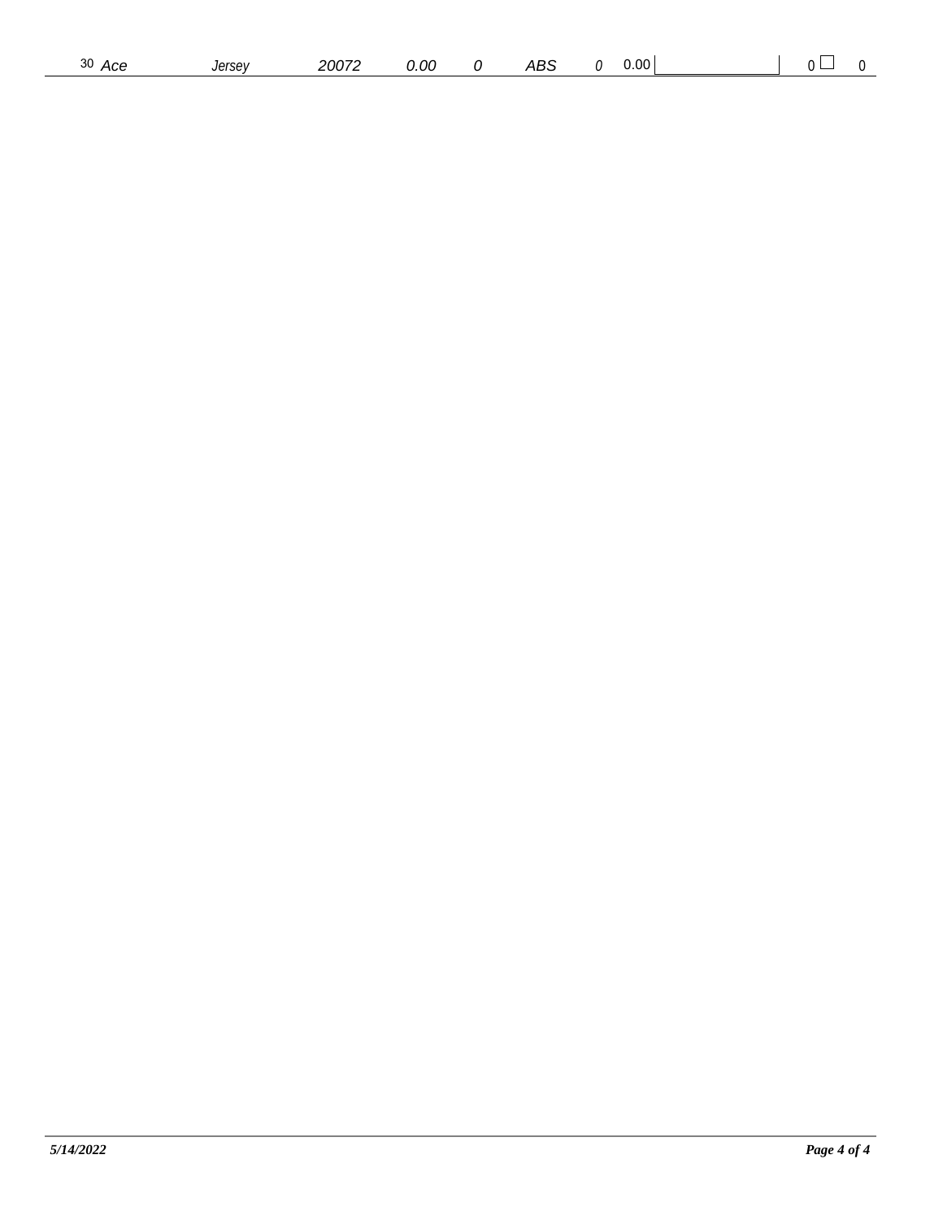| | | | | | | | | | | | |
|---|---|---|---|---|---|---|---|---|---|---|---|
| 30 | *Ace* | *Jersey* | *20072* | *0.00* | *0* | *ABS* | *0* | 0.00 | | 0 ☐ | 0 |